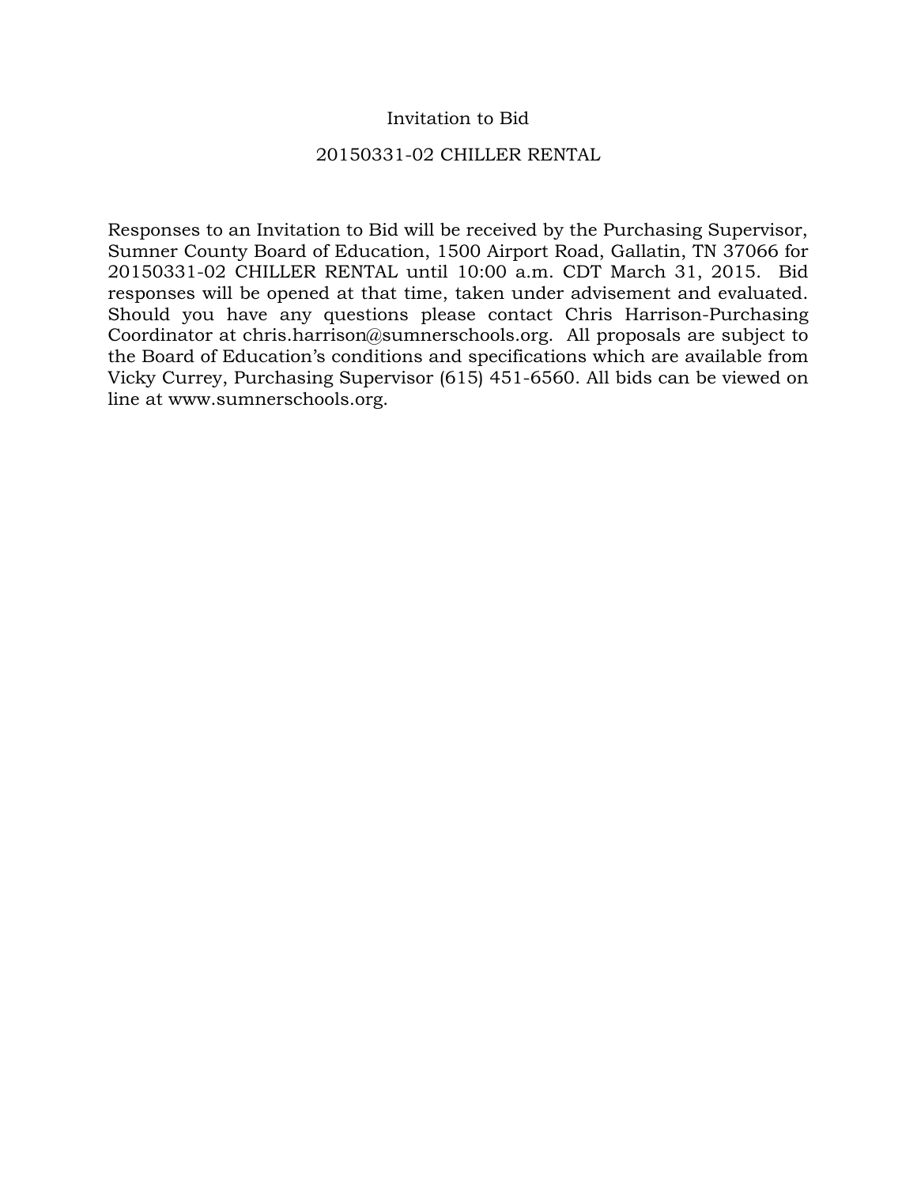# Invitation to Bid

## 20150331-02 CHILLER RENTAL

Responses to an Invitation to Bid will be received by the Purchasing Supervisor, Sumner County Board of Education, 1500 Airport Road, Gallatin, TN 37066 for 20150331-02 CHILLER RENTAL until 10:00 a.m. CDT March 31, 2015. Bid responses will be opened at that time, taken under advisement and evaluated. Should you have any questions please contact Chris Harrison-Purchasing Coordinator at chris.harrison@sumnerschools.org. All proposals are subject to the Board of Education's conditions and specifications which are available from Vicky Currey, Purchasing Supervisor (615) 451-6560. All bids can be viewed on line at www.sumnerschools.org.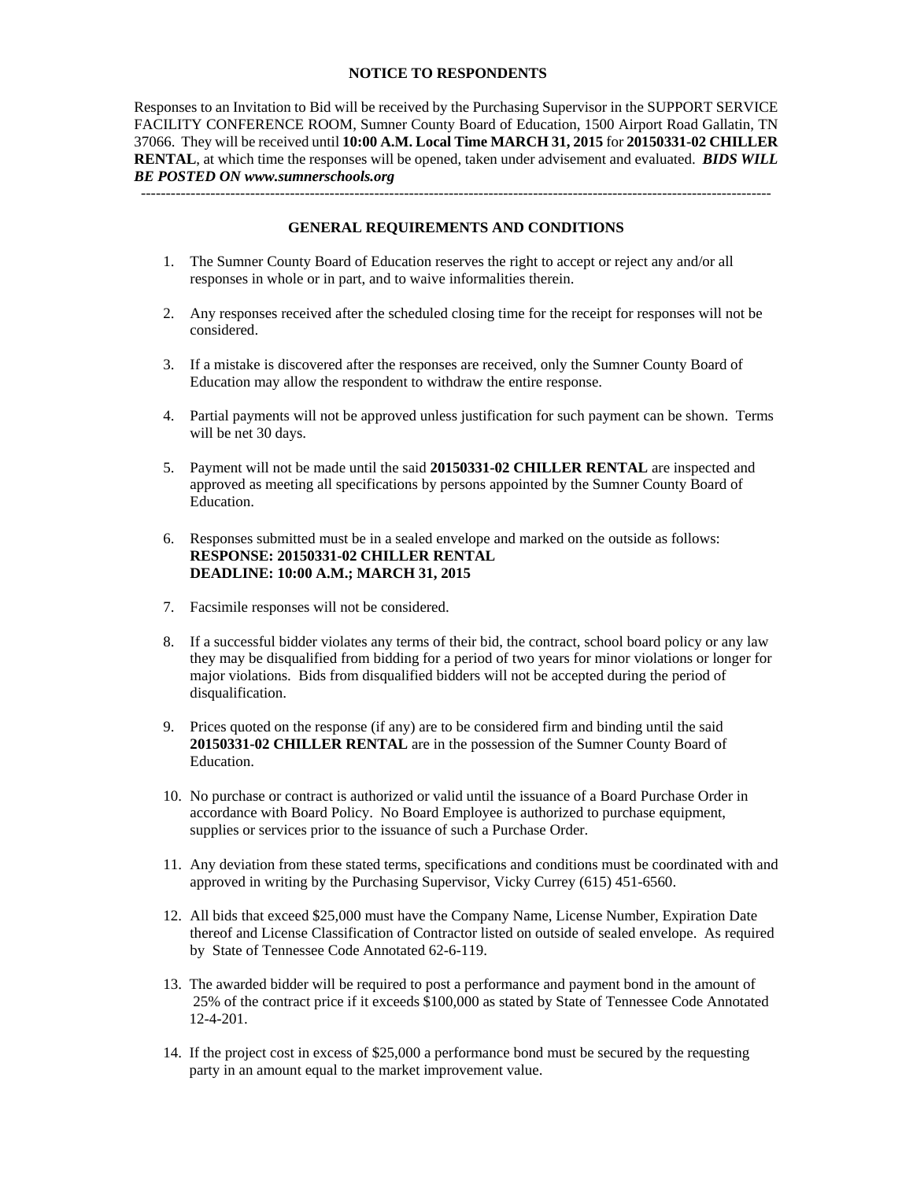## NOTICE TO RESPONDENTS

Responses to an Invitation to Bid will be received by the Purchasing Supervisor in the SUPPORT SERVICE FACILITY CONFERENCE ROOM, Sumner County Board of Education, 1500 Airport Road Gallatin, TN 37066. They will be received until **10:00 A.M. Local Time MARCH 31, 2015** for **20150331-02 CHILLER RENTAL**, at which time the responses will be opened, taken under advisement and evaluated. ***BIDS WILL BE POSTED ON www.sumnerschools.org***

---

## GENERAL REQUIREMENTS AND CONDITIONS

1. The Sumner County Board of Education reserves the right to accept or reject any and/or all responses in whole or in part, and to waive informalities therein.

2. Any responses received after the scheduled closing time for the receipt for responses will not be considered.

3. If a mistake is discovered after the responses are received, only the Sumner County Board of Education may allow the respondent to withdraw the entire response.

4. Partial payments will not be approved unless justification for such payment can be shown. Terms will be net 30 days.

5. Payment will not be made until the said **20150331-02 CHILLER RENTAL** are inspected and approved as meeting all specifications by persons appointed by the Sumner County Board of Education.

6. Responses submitted must be in a sealed envelope and marked on the outside as follows:
   **RESPONSE: 20150331-02 CHILLER RENTAL**
   **DEADLINE: 10:00 A.M.; MARCH 31, 2015**

7. Facsimile responses will not be considered.

8. If a successful bidder violates any terms of their bid, the contract, school board policy or any law they may be disqualified from bidding for a period of two years for minor violations or longer for major violations. Bids from disqualified bidders will not be accepted during the period of disqualification.

9. Prices quoted on the response (if any) are to be considered firm and binding until the said **20150331-02 CHILLER RENTAL** are in the possession of the Sumner County Board of Education.

10. No purchase or contract is authorized or valid until the issuance of a Board Purchase Order in accordance with Board Policy. No Board Employee is authorized to purchase equipment, supplies or services prior to the issuance of such a Purchase Order.

11. Any deviation from these stated terms, specifications and conditions must be coordinated with and approved in writing by the Purchasing Supervisor, Vicky Currey (615) 451-6560.

12. All bids that exceed $25,000 must have the Company Name, License Number, Expiration Date thereof and License Classification of Contractor listed on outside of sealed envelope. As required by State of Tennessee Code Annotated 62-6-119.

13. The awarded bidder will be required to post a performance and payment bond in the amount of 25% of the contract price if it exceeds $100,000 as stated by State of Tennessee Code Annotated 12-4-201.

14. If the project cost in excess of $25,000 a performance bond must be secured by the requesting party in an amount equal to the market improvement value.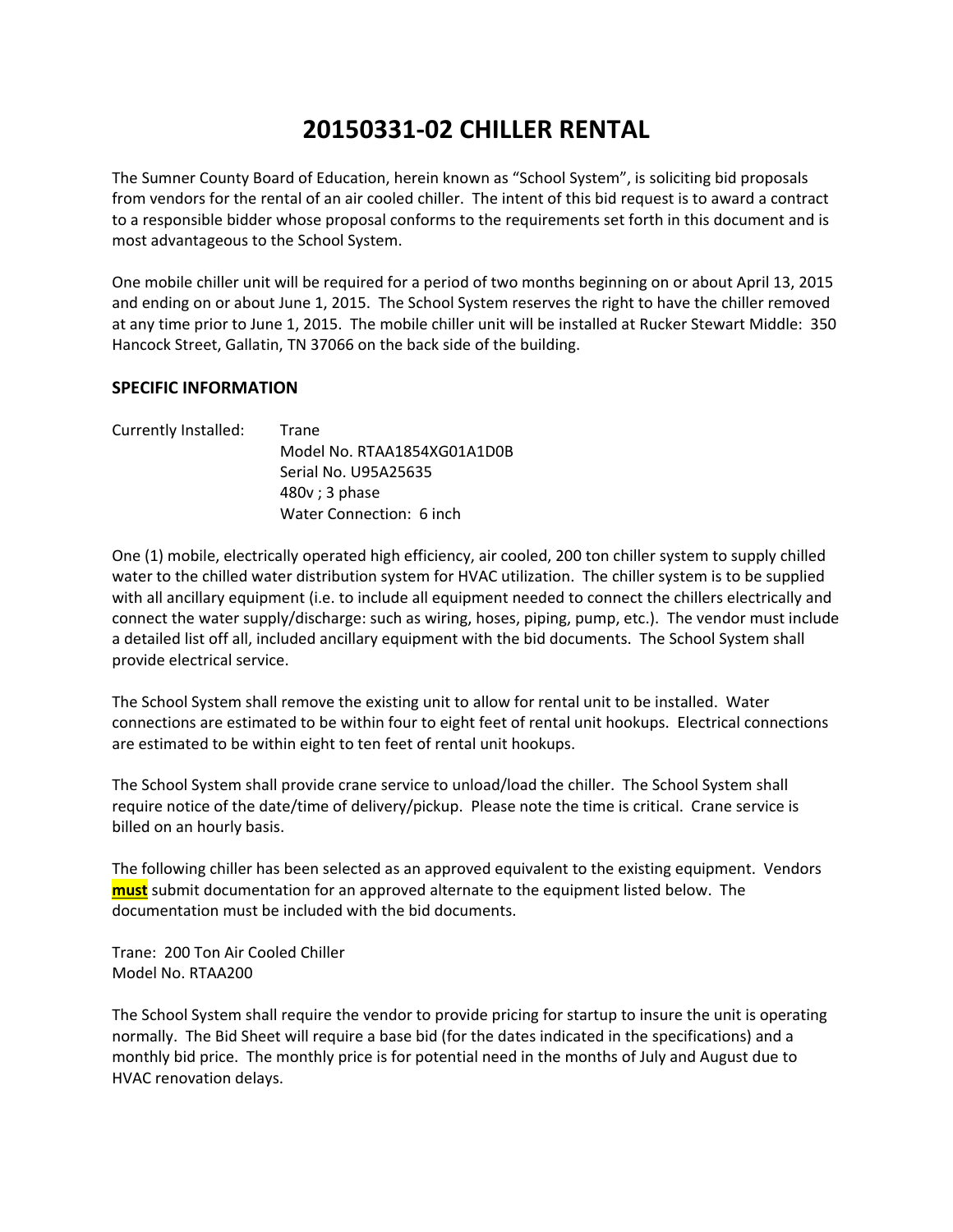# 20150331-02 CHILLER RENTAL

The Sumner County Board of Education, herein known as "School System", is soliciting bid proposals from vendors for the rental of an air cooled chiller. The intent of this bid request is to award a contract to a responsible bidder whose proposal conforms to the requirements set forth in this document and is most advantageous to the School System.

One mobile chiller unit will be required for a period of two months beginning on or about April 13, 2015 and ending on or about June 1, 2015. The School System reserves the right to have the chiller removed at any time prior to June 1, 2015. The mobile chiller unit will be installed at Rucker Stewart Middle: 350 Hancock Street, Gallatin, TN 37066 on the back side of the building.

### SPECIFIC INFORMATION

Currently Installed: Trane
Model No. RTAA1854XG01A1D0B
Serial No. U95A25635
480v ; 3 phase
Water Connection: 6 inch

One (1) mobile, electrically operated high efficiency, air cooled, 200 ton chiller system to supply chilled water to the chilled water distribution system for HVAC utilization. The chiller system is to be supplied with all ancillary equipment (i.e. to include all equipment needed to connect the chillers electrically and connect the water supply/discharge: such as wiring, hoses, piping, pump, etc.). The vendor must include a detailed list off all, included ancillary equipment with the bid documents. The School System shall provide electrical service.

The School System shall remove the existing unit to allow for rental unit to be installed. Water connections are estimated to be within four to eight feet of rental unit hookups. Electrical connections are estimated to be within eight to ten feet of rental unit hookups.

The School System shall provide crane service to unload/load the chiller. The School System shall require notice of the date/time of delivery/pickup. Please note the time is critical. Crane service is billed on an hourly basis.

The following chiller has been selected as an approved equivalent to the existing equipment. Vendors **must** submit documentation for an approved alternate to the equipment listed below. The documentation must be included with the bid documents.

Trane: 200 Ton Air Cooled Chiller
Model No. RTAA200

The School System shall require the vendor to provide pricing for startup to insure the unit is operating normally. The Bid Sheet will require a base bid (for the dates indicated in the specifications) and a monthly bid price. The monthly price is for potential need in the months of July and August due to HVAC renovation delays.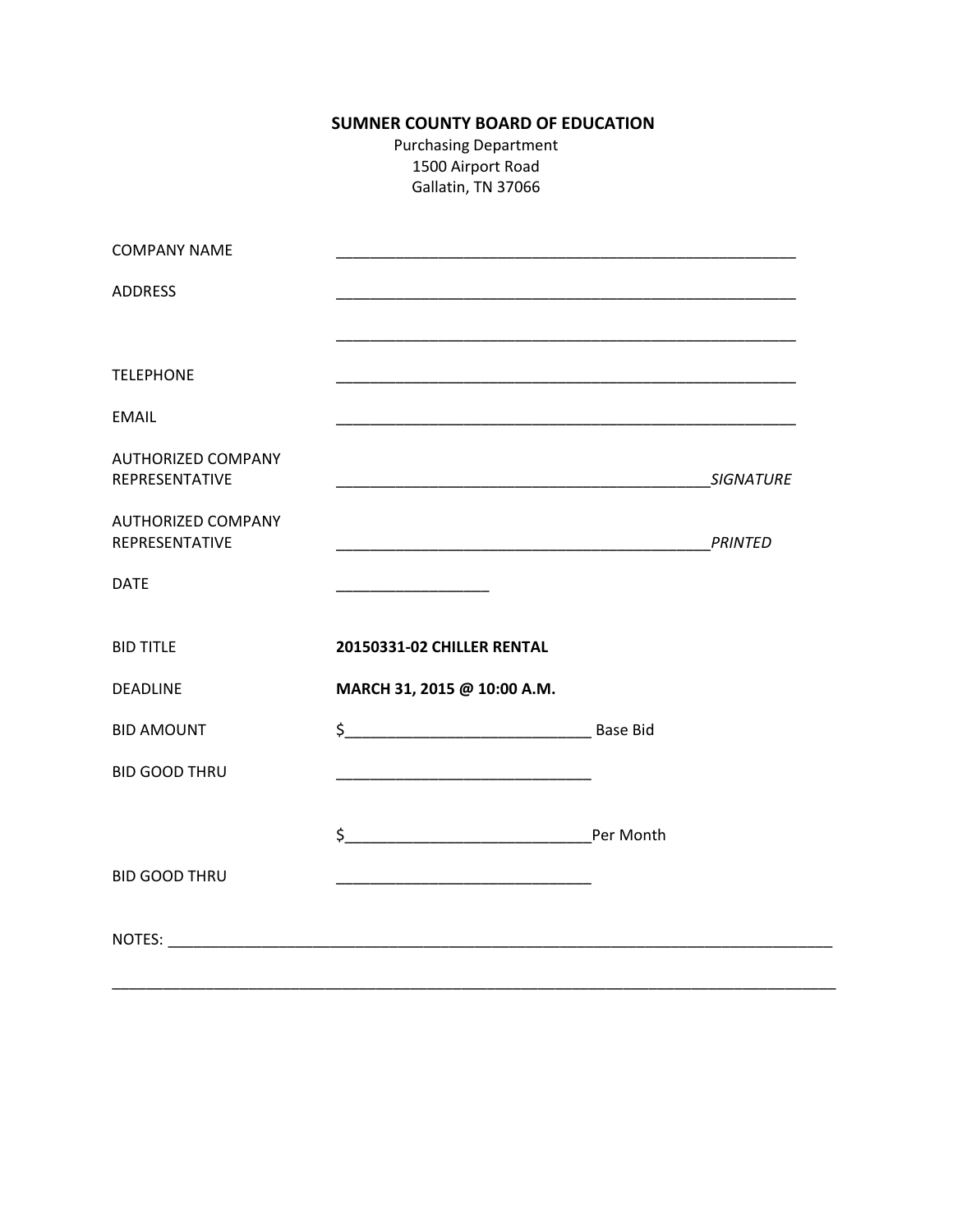**SUMNER COUNTY BOARD OF EDUCATION**

Purchasing Department
1500 Airport Road
Gallatin, TN 37066

COMPANY NAME ________________________________________________________

ADDRESS ________________________________________________________

________________________________________________________

TELEPHONE ________________________________________________________

EMAIL ________________________________________________________

AUTHORIZED COMPANY REPRESENTATIVE ______________________________________________*SIGNATURE*

AUTHORIZED COMPANY REPRESENTATIVE ______________________________________________*PRINTED*

DATE __________________

BID TITLE **20150331-02 CHILLER RENTAL**

DEADLINE **MARCH 31, 2015 @ 10:00 A.M.**

BID AMOUNT $_____________________________ Base Bid

BID GOOD THRU ______________________________

$_____________________________Per Month

BID GOOD THRU ______________________________

NOTES: ________________________________________________________________________________

________________________________________________________________________________________